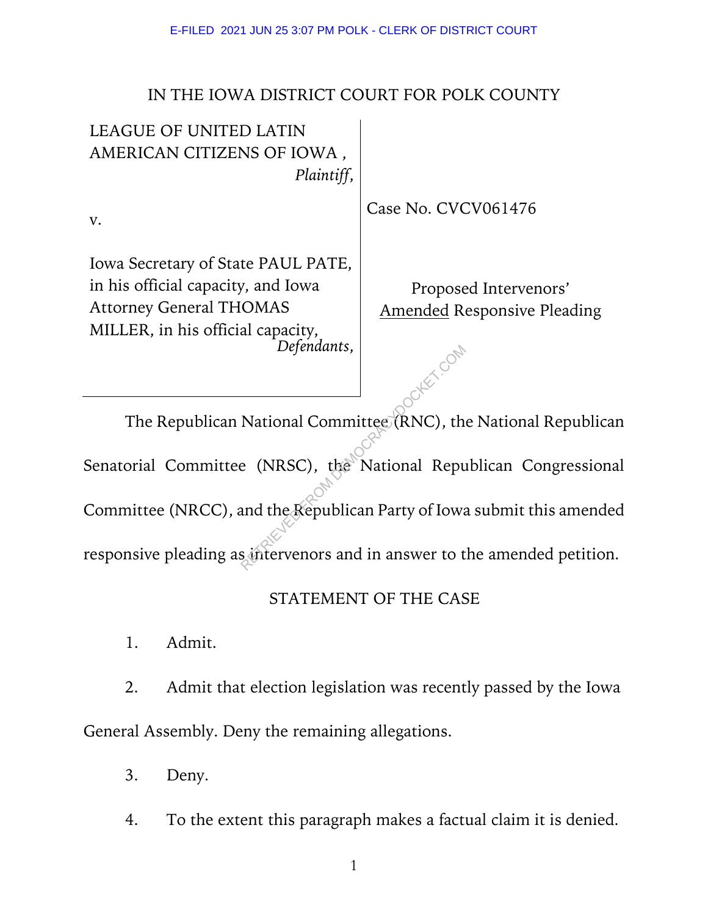E-FILED 2021 JUN 25 3:07 PM POLK - CLERK OF DISTRICT COURT

IN THE IOWA DISTRICT COURT FOR POLK COUNTY

| | |
|---|---|
| LEAGUE OF UNITED LATIN AMERICAN CITIZENS OF IOWA , *Plaintiff*, | Case No. CVCV061476 |
| v. | |
| Iowa Secretary of State PAUL PATE, in his official capacity, and Iowa Attorney General THOMAS MILLER, in his official capacity, *Defendants*, | Proposed Intervenors' Amended Responsive Pleading |

The Republican National Committee (RNC), the National Republican Senatorial Committee (NRSC), the National Republican Congressional Committee (NRCC), and the Republican Party of Iowa submit this amended responsive pleading as intervenors and in answer to the amended petition.

STATEMENT OF THE CASE

1. Admit.

2. Admit that election legislation was recently passed by the Iowa General Assembly. Deny the remaining allegations.

3. Deny.

4. To the extent this paragraph makes a factual claim it is denied.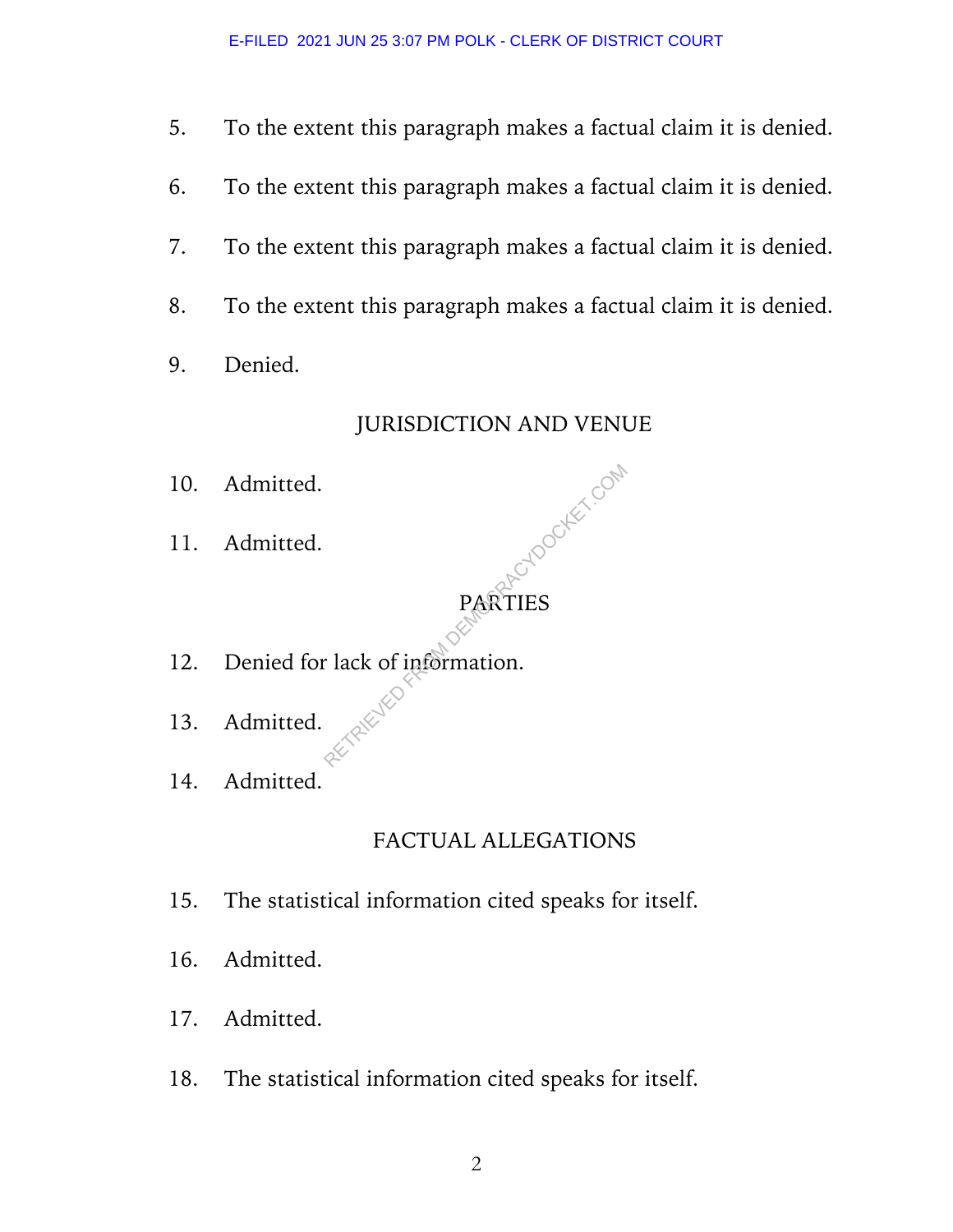5. To the extent this paragraph makes a factual claim it is denied.

6. To the extent this paragraph makes a factual claim it is denied.

7. To the extent this paragraph makes a factual claim it is denied.

8. To the extent this paragraph makes a factual claim it is denied.

9. Denied.

## JURISDICTION AND VENUE

10. Admitted.

11. Admitted.

## PARTIES

12. Denied for lack of information.

13. Admitted.

14. Admitted.

## FACTUAL ALLEGATIONS

15. The statistical information cited speaks for itself.

16. Admitted.

17. Admitted.

18. The statistical information cited speaks for itself.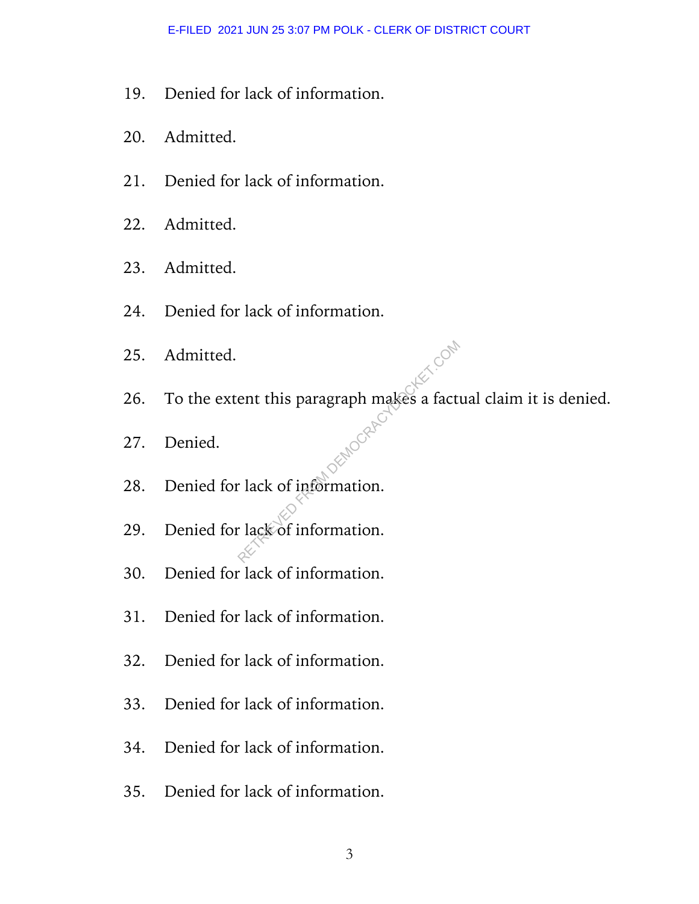19. Denied for lack of information.

20. Admitted.

21. Denied for lack of information.

22. Admitted.

23. Admitted.

24. Denied for lack of information.

25. Admitted.

26. To the extent this paragraph makes a factual claim it is denied.

27. Denied.

28. Denied for lack of information.

29. Denied for lack of information.

30. Denied for lack of information.

31. Denied for lack of information.

32. Denied for lack of information.

33. Denied for lack of information.

34. Denied for lack of information.

35. Denied for lack of information.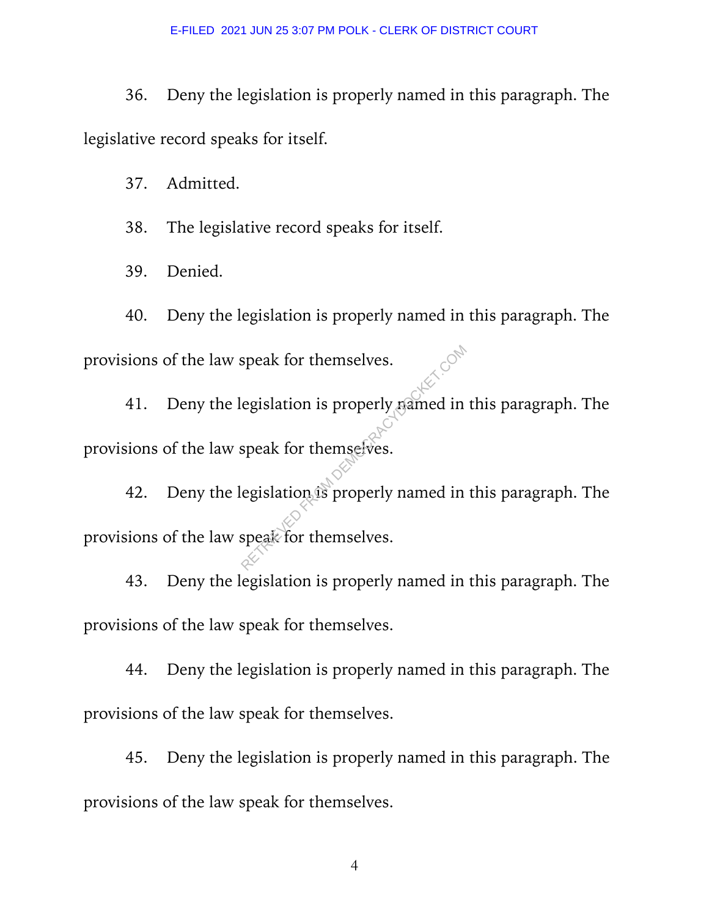36. Deny the legislation is properly named in this paragraph. The legislative record speaks for itself.

37. Admitted.

38. The legislative record speaks for itself.

39. Denied.

40. Deny the legislation is properly named in this paragraph. The provisions of the law speak for themselves.

41. Deny the legislation is properly named in this paragraph. The provisions of the law speak for themselves.

42. Deny the legislation is properly named in this paragraph. The provisions of the law speak for themselves.

43. Deny the legislation is properly named in this paragraph. The provisions of the law speak for themselves.

44. Deny the legislation is properly named in this paragraph. The provisions of the law speak for themselves.

45. Deny the legislation is properly named in this paragraph. The provisions of the law speak for themselves.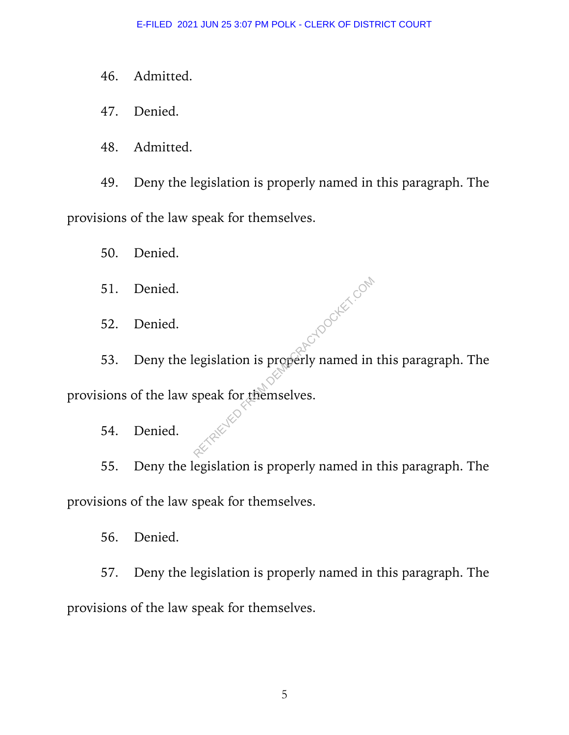46. Admitted.

47. Denied.

48. Admitted.

49. Deny the legislation is properly named in this paragraph. The provisions of the law speak for themselves.

50. Denied.

51. Denied.

52. Denied.

53. Deny the legislation is properly named in this paragraph. The provisions of the law speak for themselves.

54. Denied.

55. Deny the legislation is properly named in this paragraph. The provisions of the law speak for themselves.

56. Denied.

57. Deny the legislation is properly named in this paragraph. The provisions of the law speak for themselves.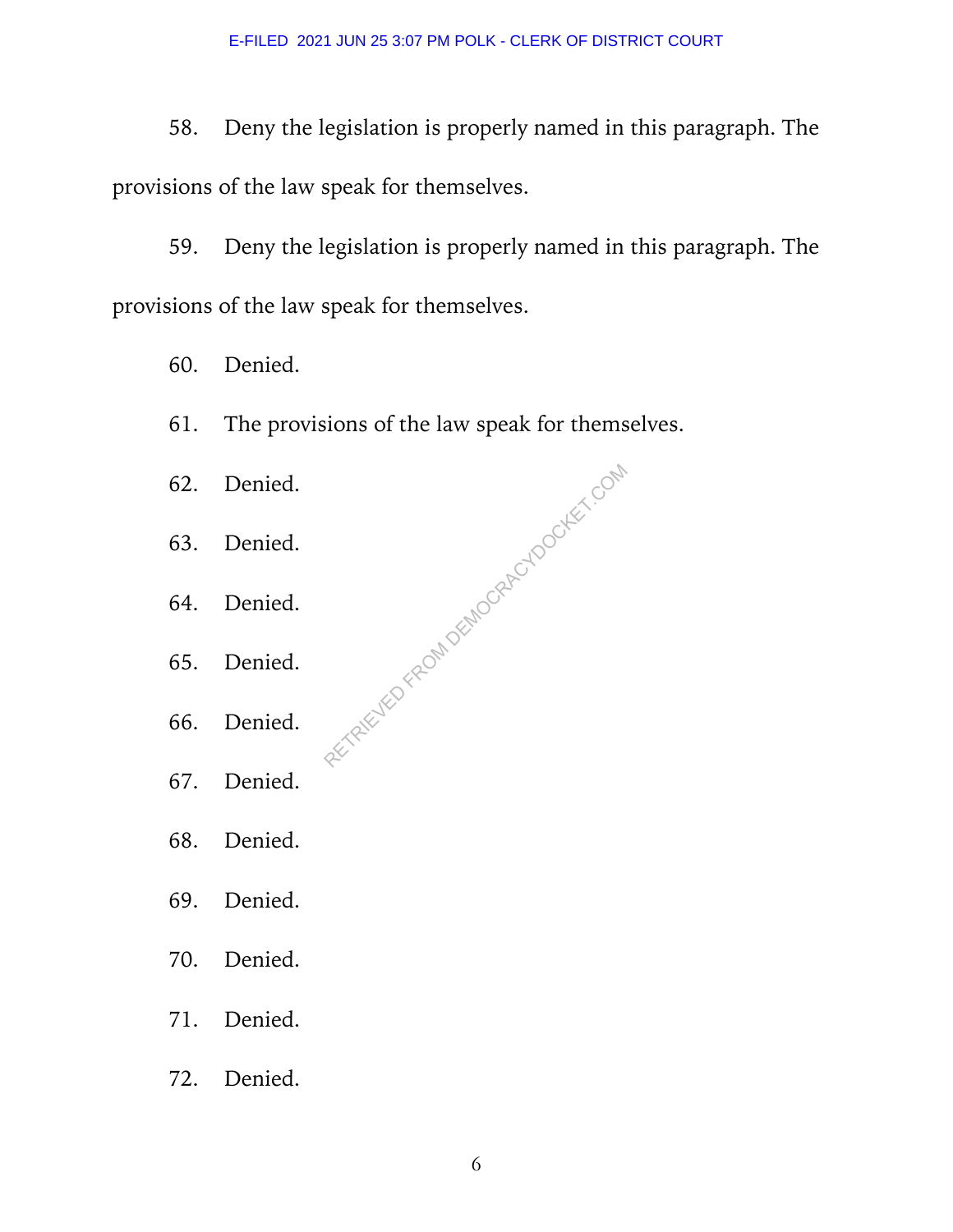58. Deny the legislation is properly named in this paragraph. The provisions of the law speak for themselves.

59. Deny the legislation is properly named in this paragraph. The provisions of the law speak for themselves.

60. Denied.

61. The provisions of the law speak for themselves.

62. Denied.

63. Denied.

64. Denied.

65. Denied.

66. Denied.

67. Denied.

68. Denied.

69. Denied.

70. Denied.

71. Denied.

72. Denied.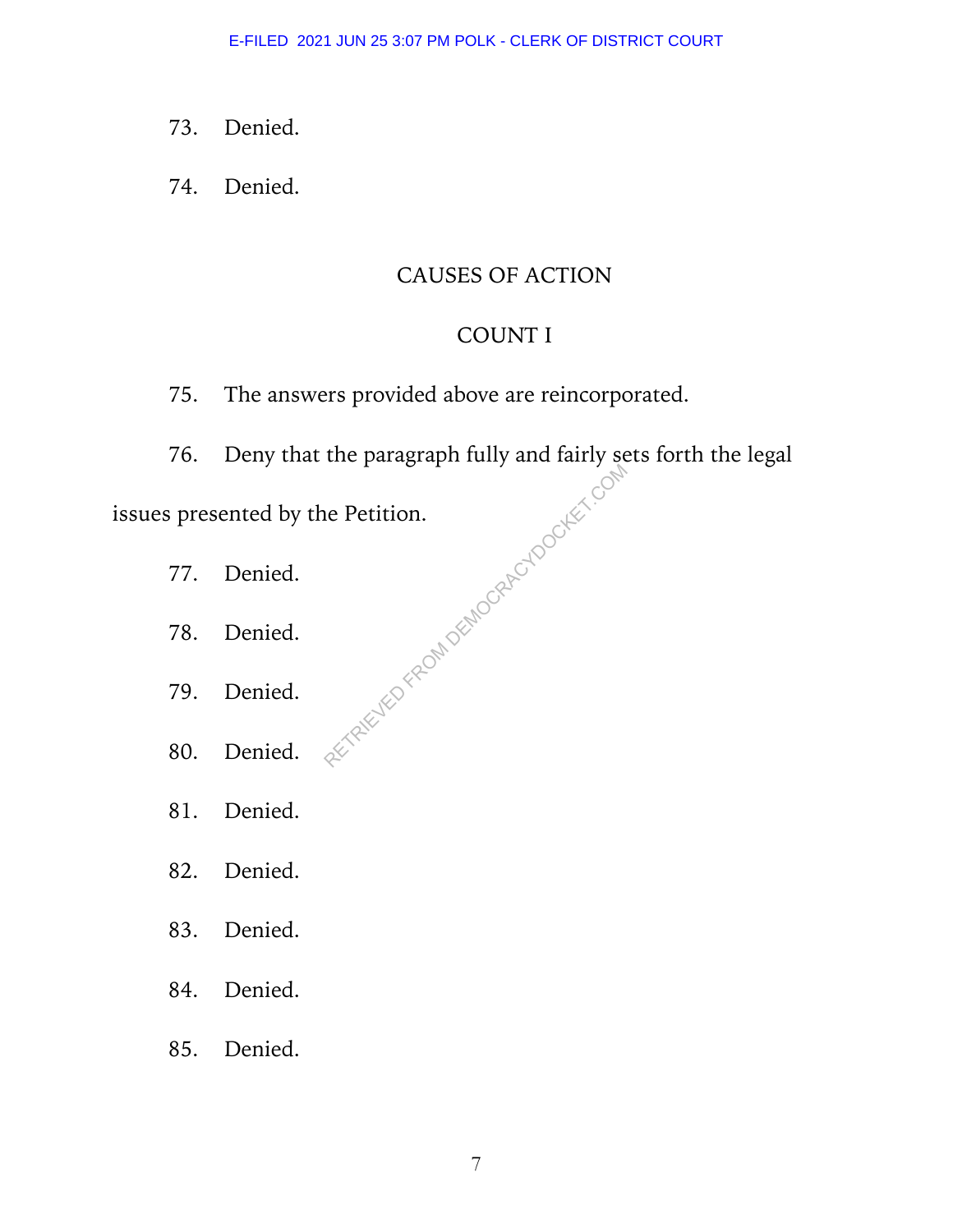73. Denied.

74. Denied.

## CAUSES OF ACTION

### COUNT I

75. The answers provided above are reincorporated.

76. Deny that the paragraph fully and fairly sets forth the legal issues presented by the Petition.

77. Denied.

78. Denied.

79. Denied.

80. Denied.

81. Denied.

82. Denied.

83. Denied.

84. Denied.

85. Denied.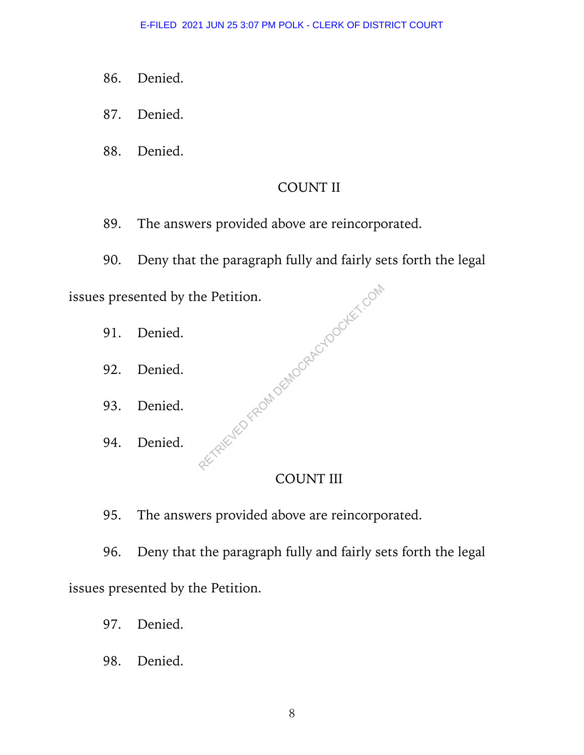86. Denied.

87. Denied.

88. Denied.

## COUNT II

89. The answers provided above are reincorporated.

90. Deny that the paragraph fully and fairly sets forth the legal issues presented by the Petition.

91. Denied.

92. Denied.

93. Denied.

94. Denied.

## COUNT III

95. The answers provided above are reincorporated.

96. Deny that the paragraph fully and fairly sets forth the legal issues presented by the Petition.

97. Denied.

98. Denied.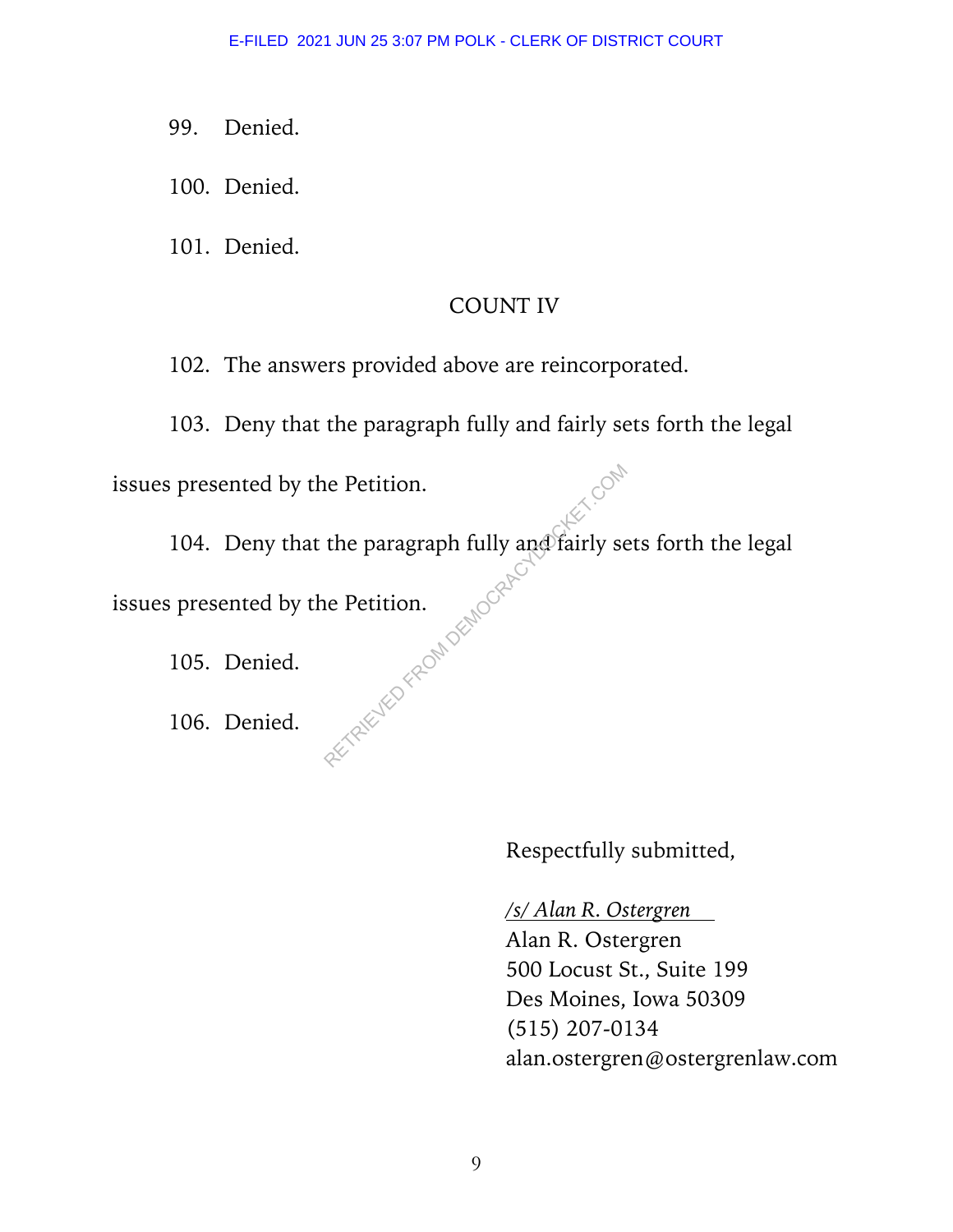99. Denied.

100. Denied.

101. Denied.

COUNT IV

102. The answers provided above are reincorporated.

103. Deny that the paragraph fully and fairly sets forth the legal issues presented by the Petition.

104. Deny that the paragraph fully and fairly sets forth the legal issues presented by the Petition.

105. Denied.

106. Denied.

Respectfully submitted,

*/s/ Alan R. Ostergren*
Alan R. Ostergren
500 Locust St., Suite 199
Des Moines, Iowa 50309
(515) 207-0134
alan.ostergren@ostergrenlaw.com